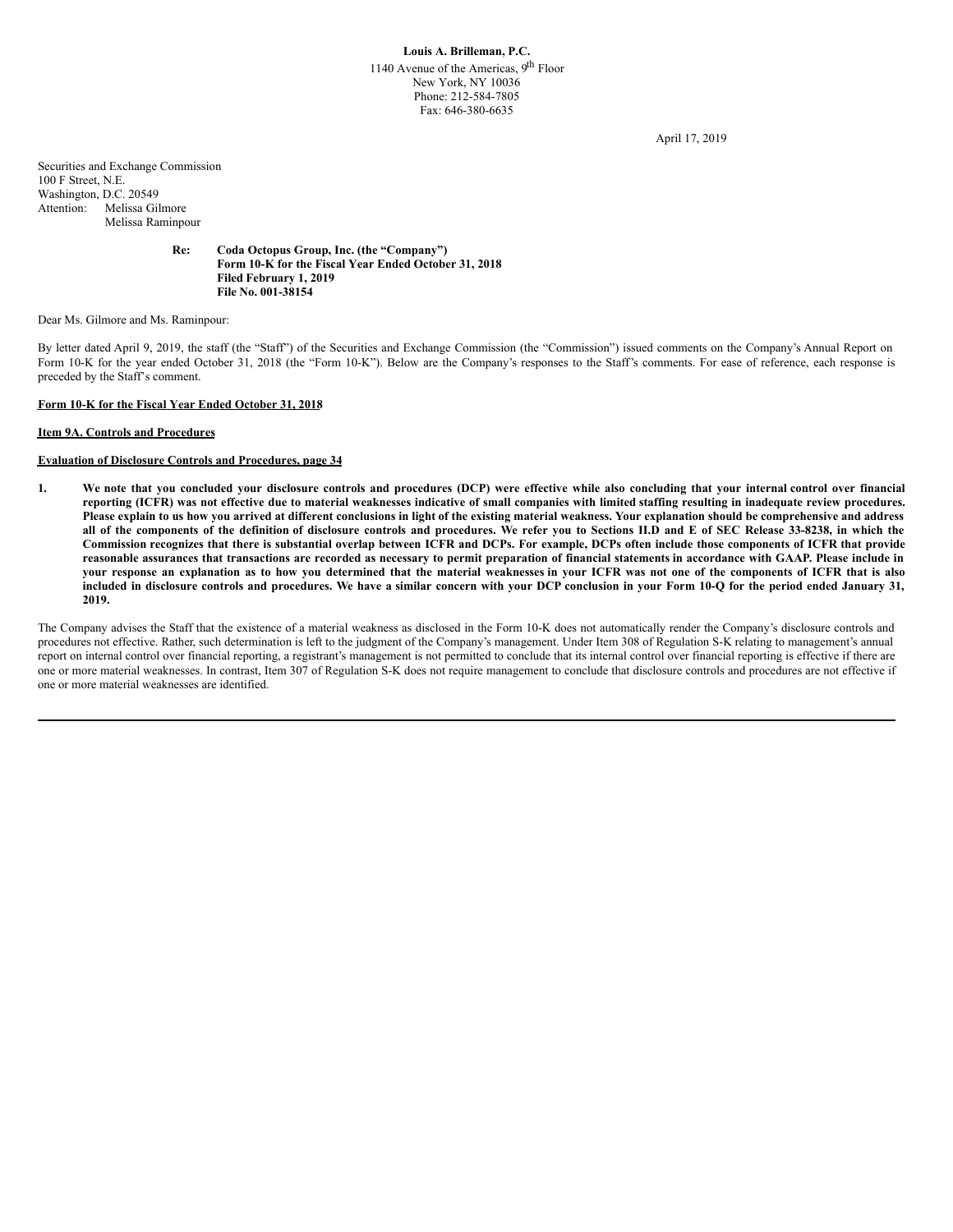**Louis A. Brilleman, P.C.**

1140 Avenue of the Americas, 9th Floor
New York, NY 10036
Phone: 212-584-7805
Fax: 646-380-6635

April 17, 2019

Securities and Exchange Commission
100 F Street, N.E.
Washington, D.C. 20549
Attention: Melissa Gilmore
Melissa Raminpour

**Re: Coda Octopus Group, Inc. (the "Company")**
**Form 10-K for the Fiscal Year Ended October 31, 2018**
**Filed February 1, 2019**
**File No. 001-38154**

Dear Ms. Gilmore and Ms. Raminpour:

By letter dated April 9, 2019, the staff (the "Staff") of the Securities and Exchange Commission (the "Commission") issued comments on the Company's Annual Report on Form 10-K for the year ended October 31, 2018 (the "Form 10-K"). Below are the Company's responses to the Staff's comments. For ease of reference, each response is preceded by the Staff's comment.

**Form 10-K for the Fiscal Year Ended October 31, 2018**

**Item 9A. Controls and Procedures**

**Evaluation of Disclosure Controls and Procedures, page 34**

1. **We note that you concluded your disclosure controls and procedures (DCP) were effective while also concluding that your internal control over financial reporting (ICFR) was not effective due to material weaknesses indicative of small companies with limited staffing resulting in inadequate review procedures. Please explain to us how you arrived at different conclusions in light of the existing material weakness. Your explanation should be comprehensive and address all of the components of the definition of disclosure controls and procedures. We refer you to Sections II.D and E of SEC Release 33-8238, in which the Commission recognizes that there is substantial overlap between ICFR and DCPs. For example, DCPs often include those components of ICFR that provide reasonable assurances that transactions are recorded as necessary to permit preparation of financial statements in accordance with GAAP. Please include in your response an explanation as to how you determined that the material weaknesses in your ICFR was not one of the components of ICFR that is also included in disclosure controls and procedures. We have a similar concern with your DCP conclusion in your Form 10-Q for the period ended January 31, 2019.**

The Company advises the Staff that the existence of a material weakness as disclosed in the Form 10-K does not automatically render the Company's disclosure controls and procedures not effective. Rather, such determination is left to the judgment of the Company's management. Under Item 308 of Regulation S-K relating to management's annual report on internal control over financial reporting, a registrant's management is not permitted to conclude that its internal control over financial reporting is effective if there are one or more material weaknesses. In contrast, Item 307 of Regulation S-K does not require management to conclude that disclosure controls and procedures are not effective if one or more material weaknesses are identified.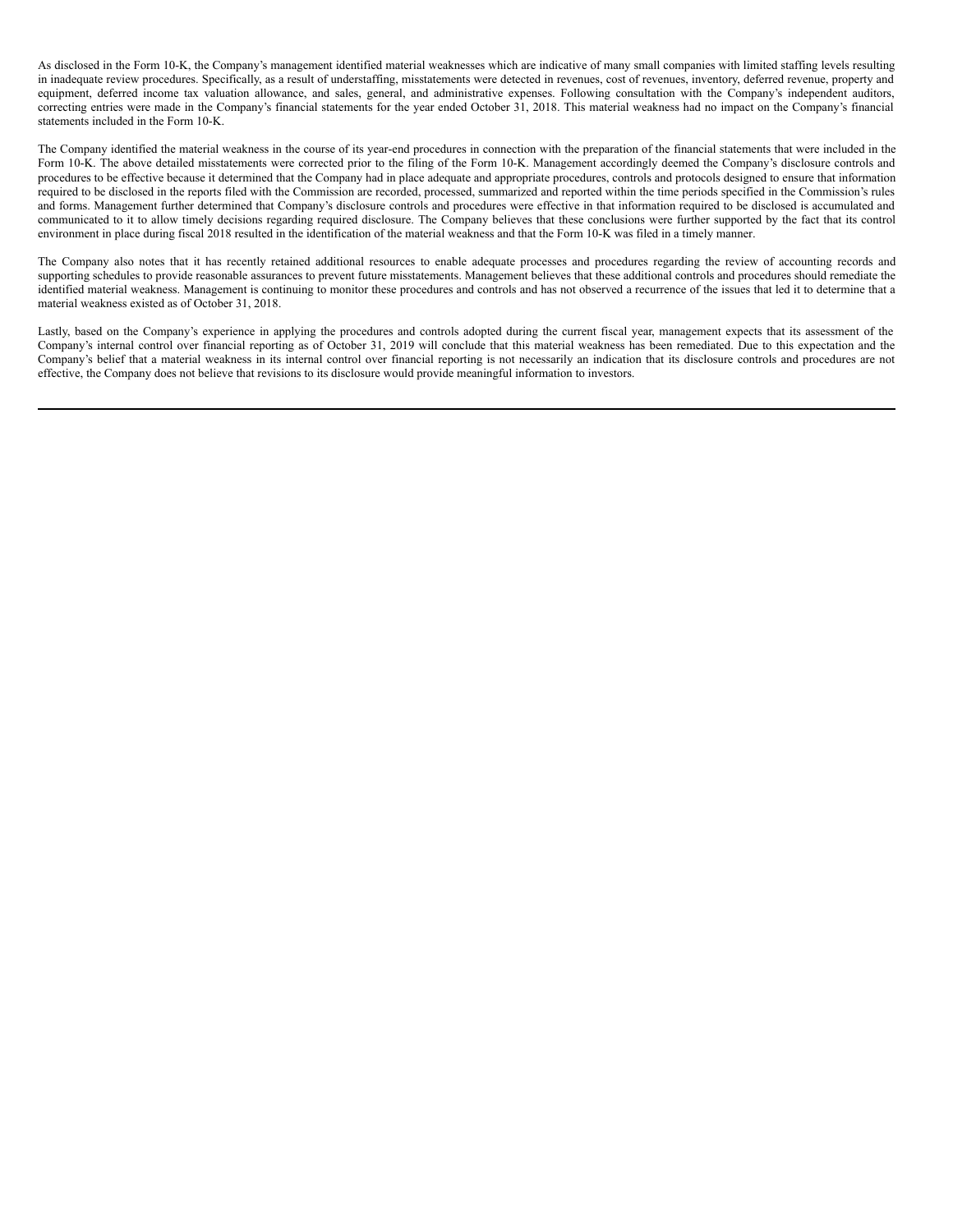As disclosed in the Form 10-K, the Company's management identified material weaknesses which are indicative of many small companies with limited staffing levels resulting in inadequate review procedures. Specifically, as a result of understaffing, misstatements were detected in revenues, cost of revenues, inventory, deferred revenue, property and equipment, deferred income tax valuation allowance, and sales, general, and administrative expenses. Following consultation with the Company's independent auditors, correcting entries were made in the Company's financial statements for the year ended October 31, 2018. This material weakness had no impact on the Company's financial statements included in the Form 10-K.

The Company identified the material weakness in the course of its year-end procedures in connection with the preparation of the financial statements that were included in the Form 10-K. The above detailed misstatements were corrected prior to the filing of the Form 10-K. Management accordingly deemed the Company's disclosure controls and procedures to be effective because it determined that the Company had in place adequate and appropriate procedures, controls and protocols designed to ensure that information required to be disclosed in the reports filed with the Commission are recorded, processed, summarized and reported within the time periods specified in the Commission's rules and forms. Management further determined that Company's disclosure controls and procedures were effective in that information required to be disclosed is accumulated and communicated to it to allow timely decisions regarding required disclosure. The Company believes that these conclusions were further supported by the fact that its control environment in place during fiscal 2018 resulted in the identification of the material weakness and that the Form 10-K was filed in a timely manner.

The Company also notes that it has recently retained additional resources to enable adequate processes and procedures regarding the review of accounting records and supporting schedules to provide reasonable assurances to prevent future misstatements. Management believes that these additional controls and procedures should remediate the identified material weakness. Management is continuing to monitor these procedures and controls and has not observed a recurrence of the issues that led it to determine that a material weakness existed as of October 31, 2018.

Lastly, based on the Company's experience in applying the procedures and controls adopted during the current fiscal year, management expects that its assessment of the Company's internal control over financial reporting as of October 31, 2019 will conclude that this material weakness has been remediated. Due to this expectation and the Company's belief that a material weakness in its internal control over financial reporting is not necessarily an indication that its disclosure controls and procedures are not effective, the Company does not believe that revisions to its disclosure would provide meaningful information to investors.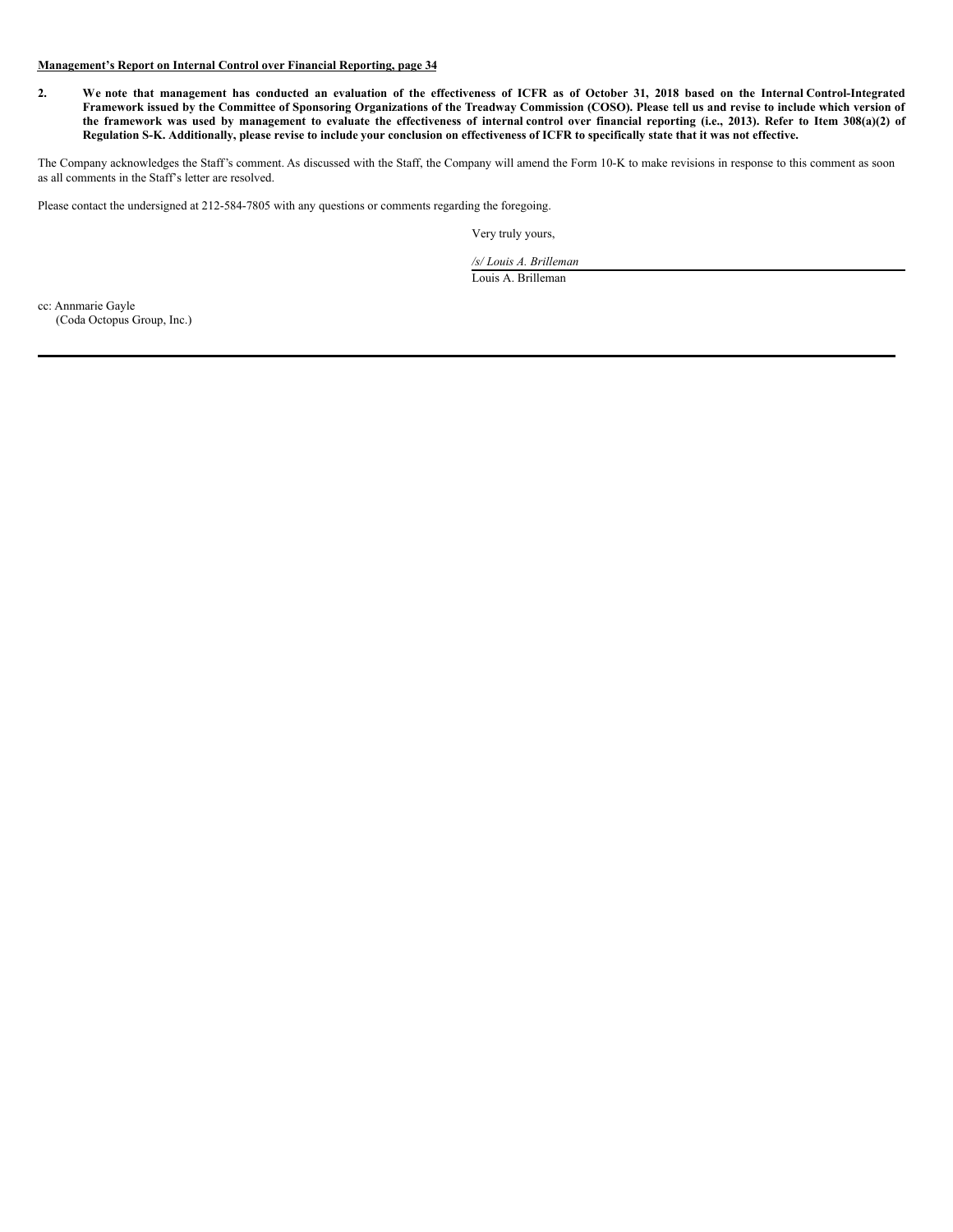**Management's Report on Internal Control over Financial Reporting, page 34**

2. **We note that management has conducted an evaluation of the effectiveness of ICFR as of October 31, 2018 based on the Internal Control-Integrated Framework issued by the Committee of Sponsoring Organizations of the Treadway Commission (COSO). Please tell us and revise to include which version of the framework was used by management to evaluate the effectiveness of internal control over financial reporting (i.e., 2013). Refer to Item 308(a)(2) of Regulation S-K. Additionally, please revise to include your conclusion on effectiveness of ICFR to specifically state that it was not effective.**

The Company acknowledges the Staff's comment. As discussed with the Staff, the Company will amend the Form 10-K to make revisions in response to this comment as soon as all comments in the Staff's letter are resolved.

Please contact the undersigned at 212-584-7805 with any questions or comments regarding the foregoing.

Very truly yours,

*/s/ Louis A. Brilleman*

Louis A. Brilleman

cc: Annmarie Gayle
(Coda Octopus Group, Inc.)